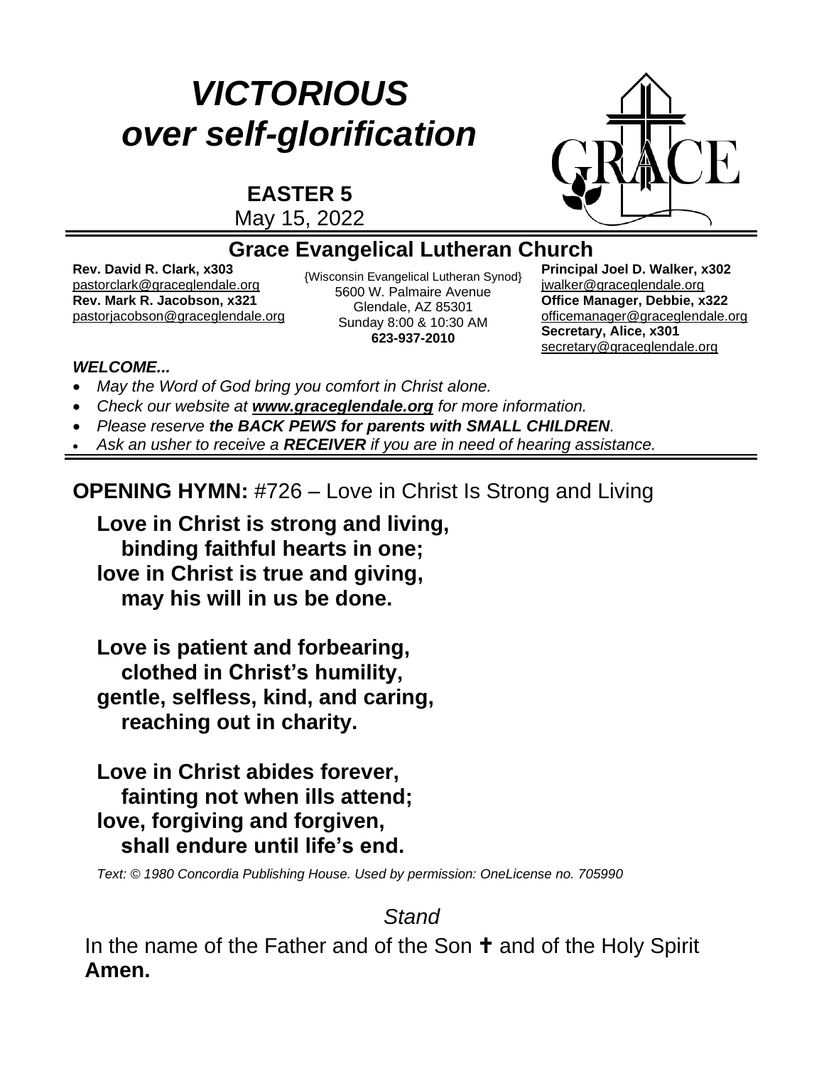# *VICTORIOUS over self-glorification*

## EASTER 5

May 15, 2022

## Grace Evangelical Lutheran Church

**Rev. David R. Clark, x303**
pastorclark@graceglendale.org
**Rev. Mark R. Jacobson, x321**
pastorjacobson@graceglendale.org

{Wisconsin Evangelical Lutheran Synod}
5600 W. Palmaire Avenue
Glendale, AZ 85301
Sunday 8:00 & 10:30 AM
**623-937-2010**

**Principal Joel D. Walker, x302**
jwalker@graceglendale.org
**Office Manager, Debbie, x322**
officemanager@graceglendale.org
**Secretary, Alice, x301**
secretary@graceglendale.org

***WELCOME...***

- *May the Word of God bring you comfort in Christ alone.*
- *Check our website at **www.graceglendale.org** for more information.*
- *Please reserve **the BACK PEWS for parents with SMALL CHILDREN**.*
- *Ask an usher to receive a **RECEIVER** if you are in need of hearing assistance.*

**OPENING HYMN:** #726 – Love in Christ Is Strong and Living

**Love in Christ is strong and living,**
**binding faithful hearts in one;**
**love in Christ is true and giving,**
**may his will in us be done.**

**Love is patient and forbearing,**
**clothed in Christ's humility,**
**gentle, selfless, kind, and caring,**
**reaching out in charity.**

**Love in Christ abides forever,**
**fainting not when ills attend;**
**love, forgiving and forgiven,**
**shall endure until life's end.**

*Text: © 1980 Concordia Publishing House. Used by permission: OneLicense no. 705990*

*Stand*

In the name of the Father and of the Son ✝ and of the Holy Spirit
**Amen.**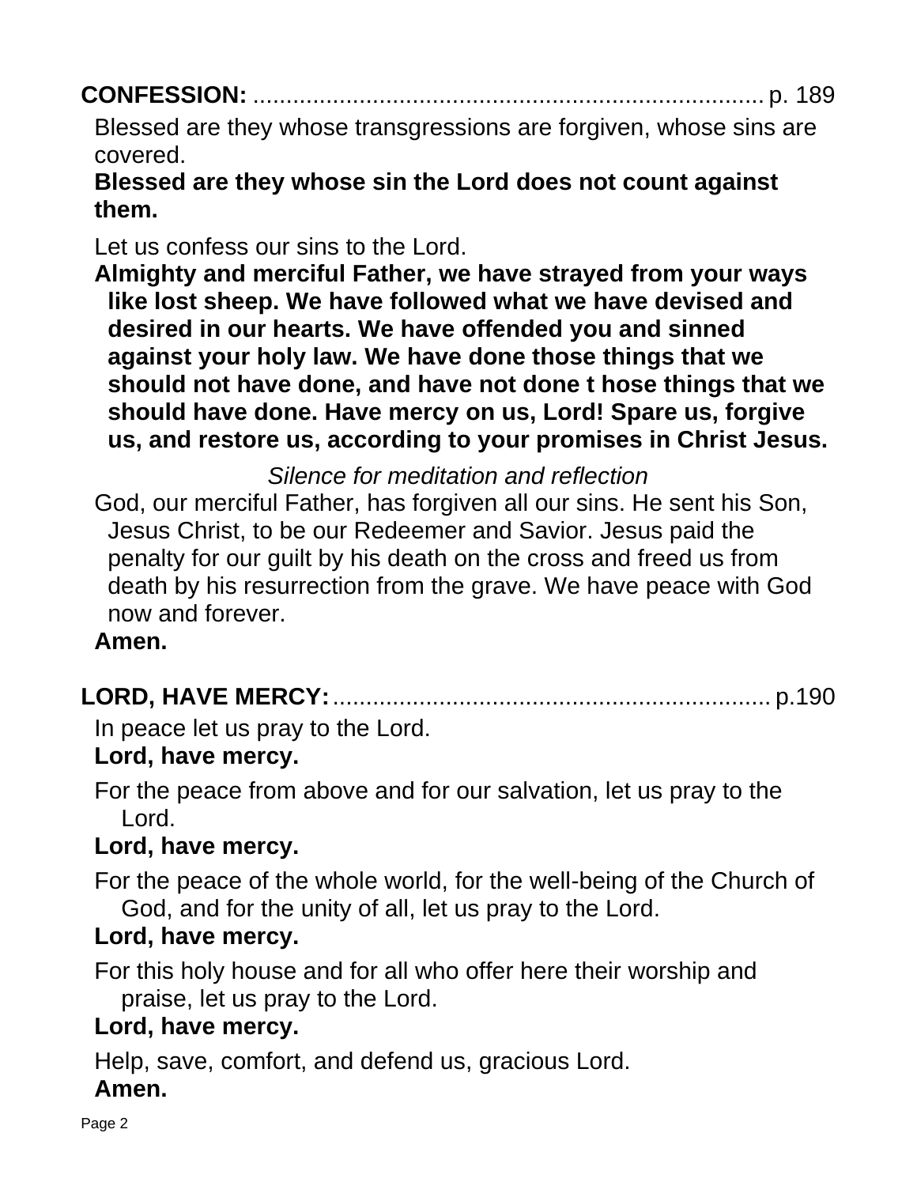**CONFESSION:** ............................................................................ p. 189

Blessed are they whose transgressions are forgiven, whose sins are covered.

**Blessed are they whose sin the Lord does not count against them.**

Let us confess our sins to the Lord.

**Almighty and merciful Father, we have strayed from your ways like lost sheep. We have followed what we have devised and desired in our hearts. We have offended you and sinned against your holy law. We have done those things that we should not have done, and have not done t hose things that we should have done. Have mercy on us, Lord! Spare us, forgive us, and restore us, according to your promises in Christ Jesus.**

*Silence for meditation and reflection*

God, our merciful Father, has forgiven all our sins. He sent his Son, Jesus Christ, to be our Redeemer and Savior. Jesus paid the penalty for our guilt by his death on the cross and freed us from death by his resurrection from the grave. We have peace with God now and forever.

**Amen.**

**LORD, HAVE MERCY:** ................................................................. p.190

In peace let us pray to the Lord.

**Lord, have mercy.**

For the peace from above and for our salvation, let us pray to the Lord.

**Lord, have mercy.**

For the peace of the whole world, for the well-being of the Church of God, and for the unity of all, let us pray to the Lord.

**Lord, have mercy.**

For this holy house and for all who offer here their worship and praise, let us pray to the Lord.

**Lord, have mercy.**

Help, save, comfort, and defend us, gracious Lord.

**Amen.**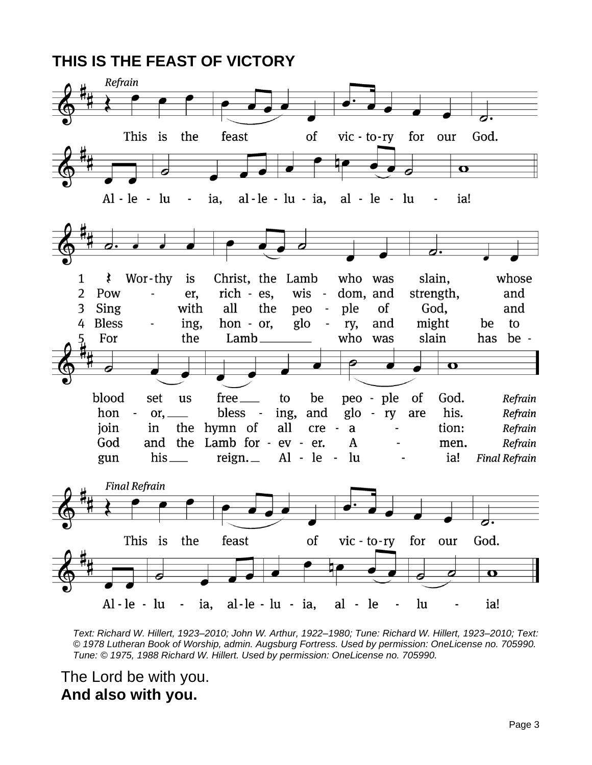## THIS IS THE FEAST OF VICTORY

*Refrain*

This is the feast of victory for our God. Alleluia, alleluia, alleluia!

1 Worthy is Christ, the Lamb who was slain, whose blood set us free to be people of God. *Refrain*

2 Power, riches, wisdom, and strength, and honor, blessing, and glory are his. *Refrain*

3 Sing with all the people of God, and join in the hymn of all creation: *Refrain*

4 Blessing, honor, glory, and might be to God and the Lamb forever. Amen. *Refrain*

5 For the Lamb who was slain has begun his reign. Alleluia! *Final Refrain*

*Final Refrain*

This is the feast of victory for our God. Alleluia, alleluia, alleluia!

*Text: Richard W. Hillert, 1923–2010; John W. Arthur, 1922–1980; Tune: Richard W. Hillert, 1923–2010; Text: © 1978 Lutheran Book of Worship, admin. Augsburg Fortress. Used by permission: OneLicense no. 705990. Tune: © 1975, 1988 Richard W. Hillert. Used by permission: OneLicense no. 705990.*

The Lord be with you.
**And also with you.**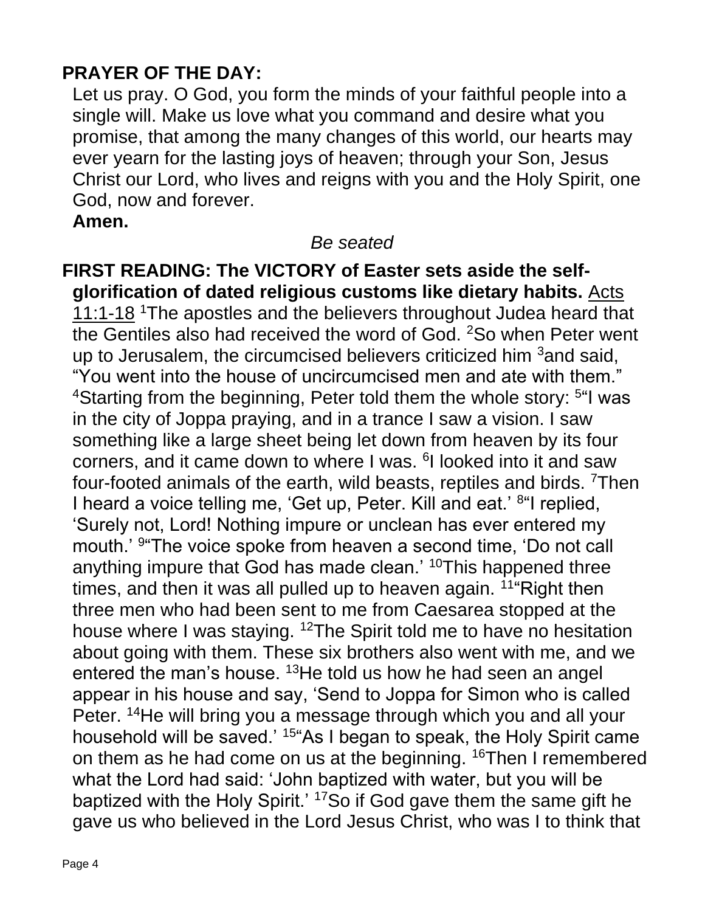**PRAYER OF THE DAY:**

Let us pray. O God, you form the minds of your faithful people into a single will. Make us love what you command and desire what you promise, that among the many changes of this world, our hearts may ever yearn for the lasting joys of heaven; through your Son, Jesus Christ our Lord, who lives and reigns with you and the Holy Spirit, one God, now and forever.

**Amen.**

*Be seated*

**FIRST READING: The VICTORY of Easter sets aside the self-glorification of dated religious customs like dietary habits.** Acts 11:1-18 [1]The apostles and the believers throughout Judea heard that the Gentiles also had received the word of God. [2]So when Peter went up to Jerusalem, the circumcised believers criticized him [3]and said, "You went into the house of uncircumcised men and ate with them." [4]Starting from the beginning, Peter told them the whole story: [5]"I was in the city of Joppa praying, and in a trance I saw a vision. I saw something like a large sheet being let down from heaven by its four corners, and it came down to where I was. [6]I looked into it and saw four-footed animals of the earth, wild beasts, reptiles and birds. [7]Then I heard a voice telling me, 'Get up, Peter. Kill and eat.' [8]"I replied, 'Surely not, Lord! Nothing impure or unclean has ever entered my mouth.' [9]"The voice spoke from heaven a second time, 'Do not call anything impure that God has made clean.' [10]This happened three times, and then it was all pulled up to heaven again. [11]"Right then three men who had been sent to me from Caesarea stopped at the house where I was staying. [12]The Spirit told me to have no hesitation about going with them. These six brothers also went with me, and we entered the man's house. [13]He told us how he had seen an angel appear in his house and say, 'Send to Joppa for Simon who is called Peter. [14]He will bring you a message through which you and all your household will be saved.' [15]"As I began to speak, the Holy Spirit came on them as he had come on us at the beginning. [16]Then I remembered what the Lord had said: 'John baptized with water, but you will be baptized with the Holy Spirit.' [17]So if God gave them the same gift he gave us who believed in the Lord Jesus Christ, who was I to think that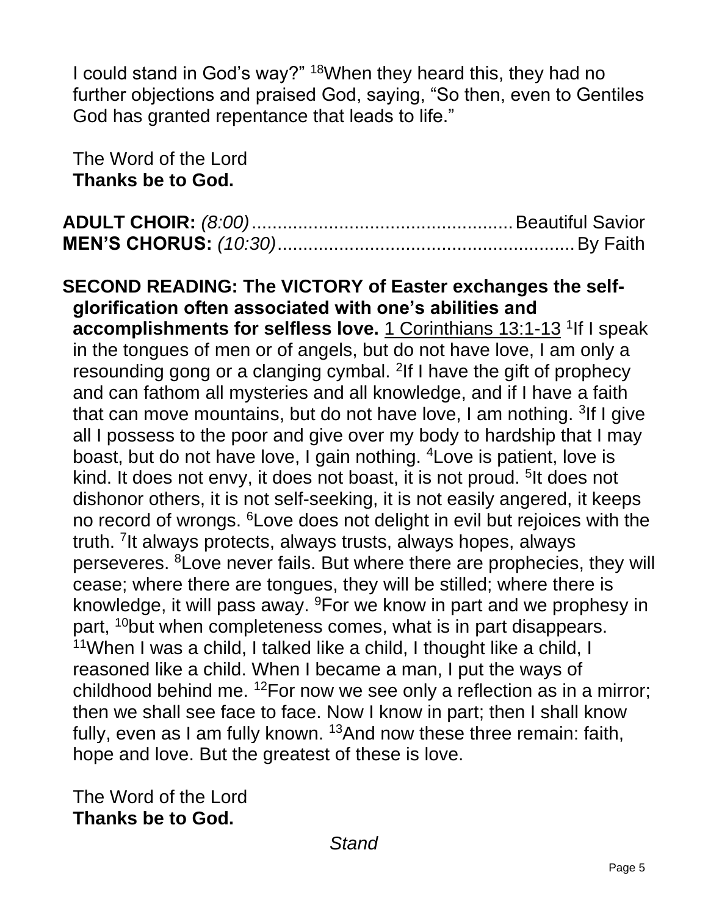I could stand in God's way?" [18]When they heard this, they had no further objections and praised God, saying, "So then, even to Gentiles God has granted repentance that leads to life."

The Word of the Lord
**Thanks be to God.**

**ADULT CHOIR:** *(8:00)*.................................................. Beautiful Savior
**MEN'S CHORUS:** *(10:30)*.......................................................... By Faith

**SECOND READING: The VICTORY of Easter exchanges the self-glorification often associated with one's abilities and accomplishments for selfless love.** 1 Corinthians 13:1-13 [1]If I speak in the tongues of men or of angels, but do not have love, I am only a resounding gong or a clanging cymbal. [2]If I have the gift of prophecy and can fathom all mysteries and all knowledge, and if I have a faith that can move mountains, but do not have love, I am nothing. [3]If I give all I possess to the poor and give over my body to hardship that I may boast, but do not have love, I gain nothing. [4]Love is patient, love is kind. It does not envy, it does not boast, it is not proud. [5]It does not dishonor others, it is not self-seeking, it is not easily angered, it keeps no record of wrongs. [6]Love does not delight in evil but rejoices with the truth. [7]It always protects, always trusts, always hopes, always perseveres. [8]Love never fails. But where there are prophecies, they will cease; where there are tongues, they will be stilled; where there is knowledge, it will pass away. [9]For we know in part and we prophesy in part, [10]but when completeness comes, what is in part disappears. [11]When I was a child, I talked like a child, I thought like a child, I reasoned like a child. When I became a man, I put the ways of childhood behind me. [12]For now we see only a reflection as in a mirror; then we shall see face to face. Now I know in part; then I shall know fully, even as I am fully known. [13]And now these three remain: faith, hope and love. But the greatest of these is love.

The Word of the Lord
**Thanks be to God.**

*Stand*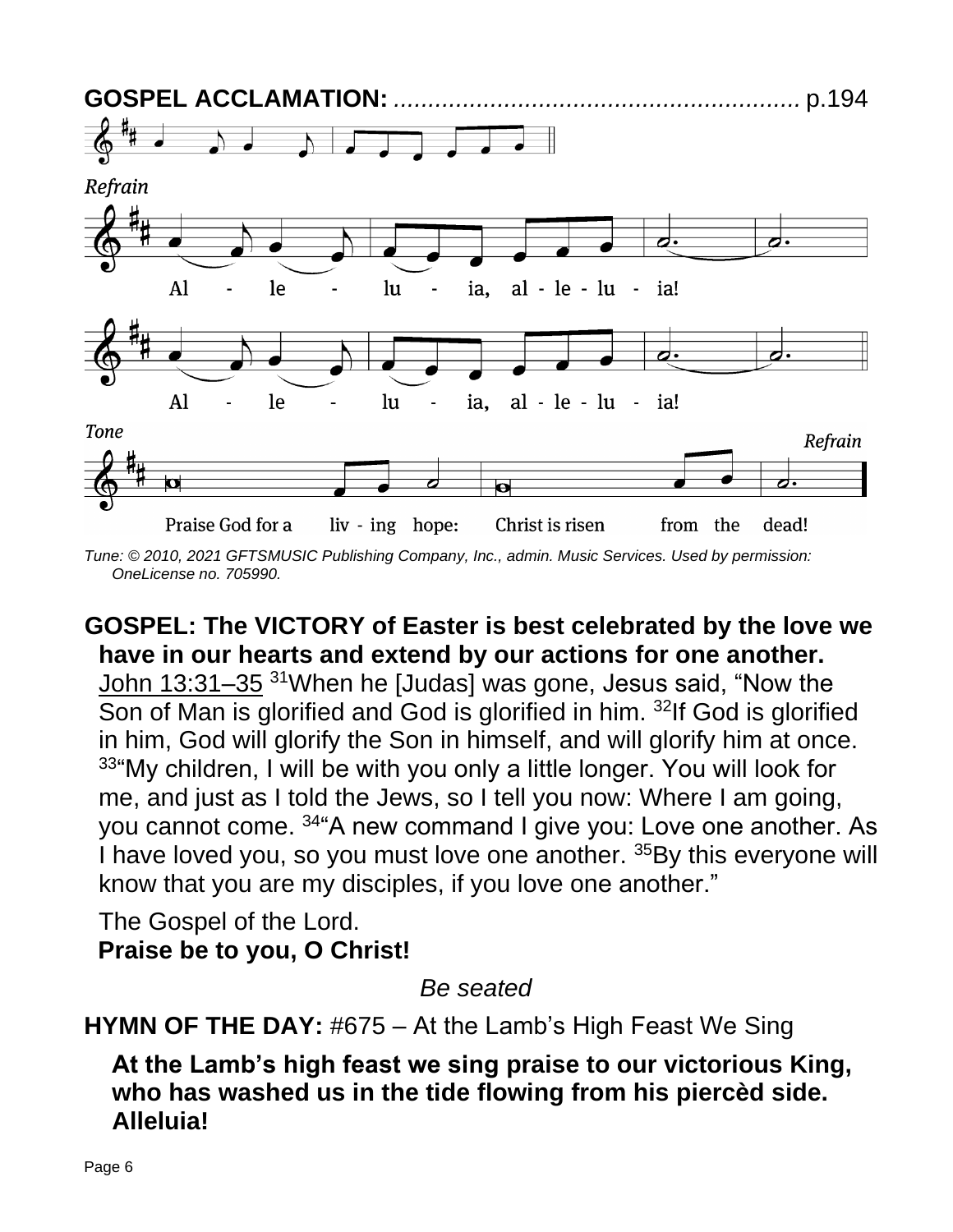**GOSPEL ACCLAMATION:** .......................................................... p.194

*Refrain*

Al - le - lu - ia, al - le - lu - ia!

Al - le - lu - ia, al - le - lu - ia!

*Tone*

Praise God for a liv - ing hope: Christ is risen from the dead! *Refrain*

*Tune: © 2010, 2021 GFTSMUSIC Publishing Company, Inc., admin. Music Services. Used by permission: OneLicense no. 705990.*

**GOSPEL: The VICTORY of Easter is best celebrated by the love we have in our hearts and extend by our actions for one another.**

John 13:31–35 [31]When he [Judas] was gone, Jesus said, “Now the Son of Man is glorified and God is glorified in him. [32]If God is glorified in him, God will glorify the Son in himself, and will glorify him at once. [33]“My children, I will be with you only a little longer. You will look for me, and just as I told the Jews, so I tell you now: Where I am going, you cannot come. [34]“A new command I give you: Love one another. As I have loved you, so you must love one another. [35]By this everyone will know that you are my disciples, if you love one another.”

The Gospel of the Lord.
**Praise be to you, O Christ!**

*Be seated*

**HYMN OF THE DAY:** #675 – At the Lamb’s High Feast We Sing

**At the Lamb’s high feast we sing praise to our victorious King, who has washed us in the tide flowing from his piercèd side. Alleluia!**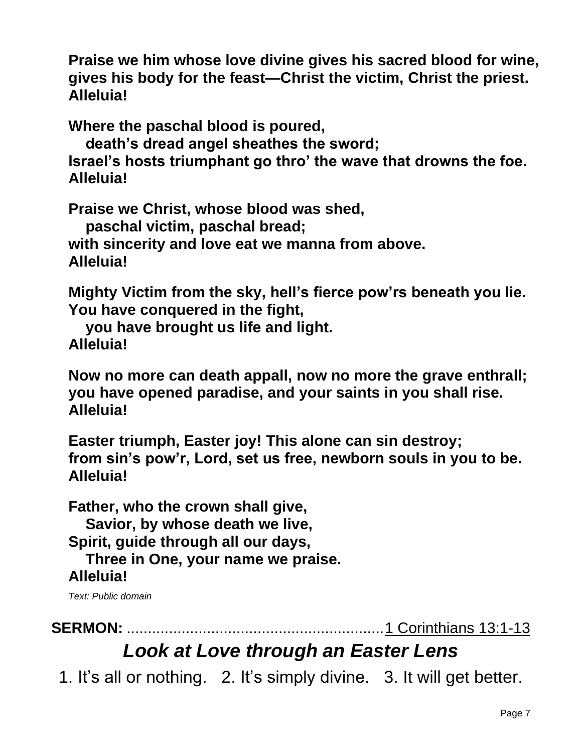**Praise we him whose love divine gives his sacred blood for wine, gives his body for the feast—Christ the victim, Christ the priest. Alleluia!**

**Where the paschal blood is poured,**
**death's dread angel sheathes the sword;**
**Israel's hosts triumphant go thro' the wave that drowns the foe.**
**Alleluia!**

**Praise we Christ, whose blood was shed,**
**paschal victim, paschal bread;**
**with sincerity and love eat we manna from above.**
**Alleluia!**

**Mighty Victim from the sky, hell's fierce pow'rs beneath you lie.**
**You have conquered in the fight,**
**you have brought us life and light.**
**Alleluia!**

**Now no more can death appall, now no more the grave enthrall; you have opened paradise, and your saints in you shall rise.**
**Alleluia!**

**Easter triumph, Easter joy! This alone can sin destroy;**
**from sin's pow'r, Lord, set us free, newborn souls in you to be.**
**Alleluia!**

**Father, who the crown shall give,**
**Savior, by whose death we live,**
**Spirit, guide through all our days,**
**Three in One, your name we praise.**
**Alleluia!**

*Text: Public domain*

**SERMON:** ............................................................1 Corinthians 13:1-13

## *Look at Love through an Easter Lens*

1. It's all or nothing. 2. It's simply divine. 3. It will get better.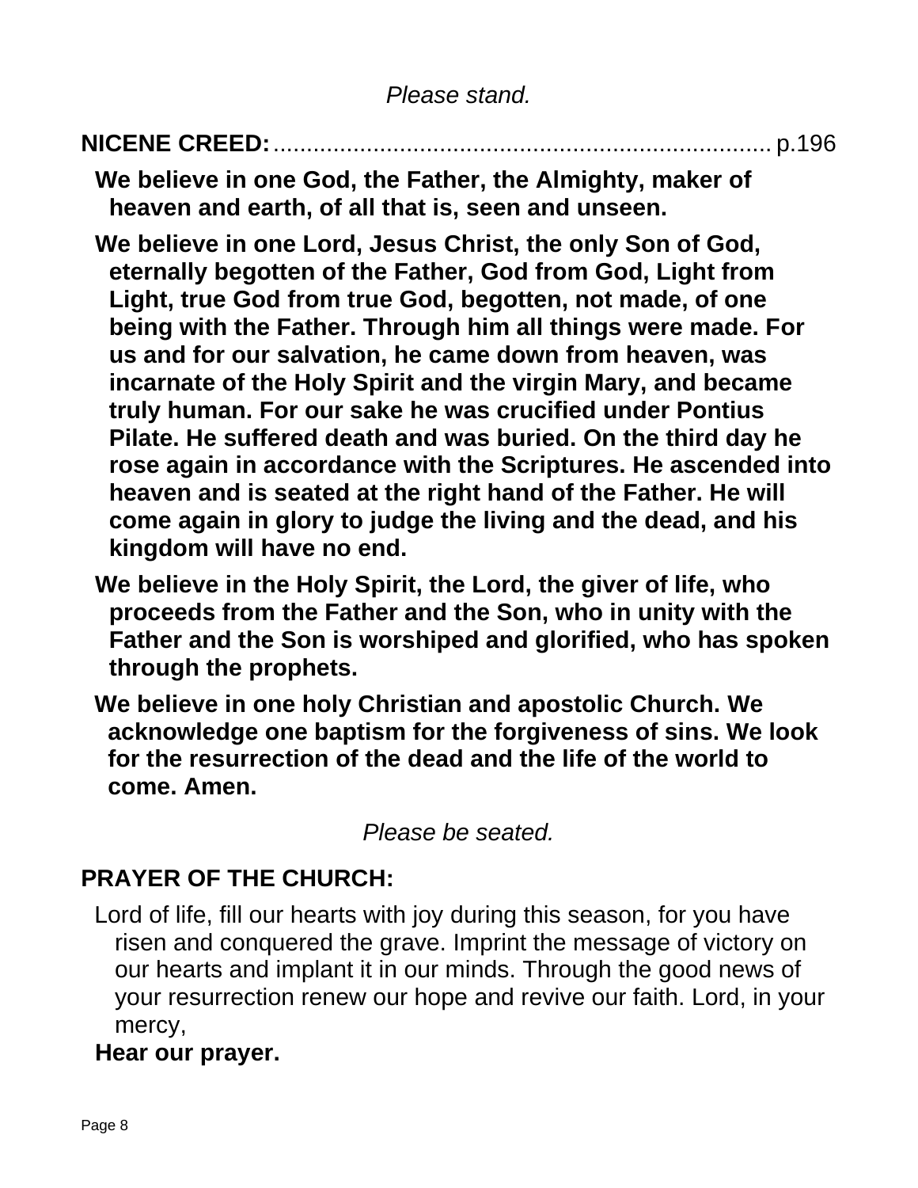*Please stand.*

**NICENE CREED:** .......................................................................... p.196

**We believe in one God, the Father, the Almighty, maker of heaven and earth, of all that is, seen and unseen.**

**We believe in one Lord, Jesus Christ, the only Son of God, eternally begotten of the Father, God from God, Light from Light, true God from true God, begotten, not made, of one being with the Father. Through him all things were made. For us and for our salvation, he came down from heaven, was incarnate of the Holy Spirit and the virgin Mary, and became truly human. For our sake he was crucified under Pontius Pilate. He suffered death and was buried. On the third day he rose again in accordance with the Scriptures. He ascended into heaven and is seated at the right hand of the Father. He will come again in glory to judge the living and the dead, and his kingdom will have no end.**

**We believe in the Holy Spirit, the Lord, the giver of life, who proceeds from the Father and the Son, who in unity with the Father and the Son is worshiped and glorified, who has spoken through the prophets.**

**We believe in one holy Christian and apostolic Church. We acknowledge one baptism for the forgiveness of sins. We look for the resurrection of the dead and the life of the world to come. Amen.**

*Please be seated.*

**PRAYER OF THE CHURCH:**

Lord of life, fill our hearts with joy during this season, for you have risen and conquered the grave. Imprint the message of victory on our hearts and implant it in our minds. Through the good news of your resurrection renew our hope and revive our faith. Lord, in your mercy,

**Hear our prayer.**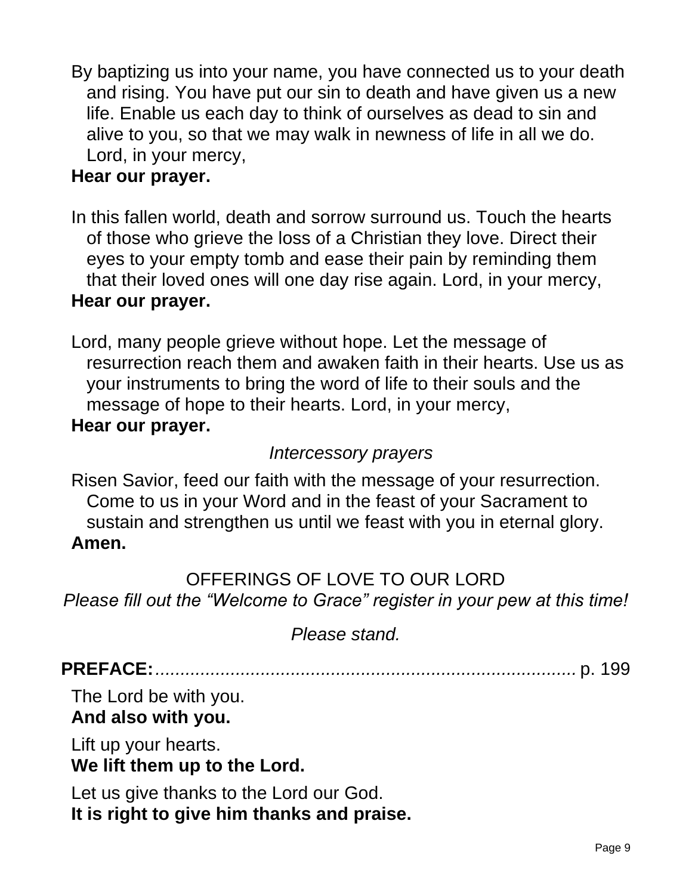By baptizing us into your name, you have connected us to your death and rising. You have put our sin to death and have given us a new life. Enable us each day to think of ourselves as dead to sin and alive to you, so that we may walk in newness of life in all we do. Lord, in your mercy,
**Hear our prayer.**

In this fallen world, death and sorrow surround us. Touch the hearts of those who grieve the loss of a Christian they love. Direct their eyes to your empty tomb and ease their pain by reminding them that their loved ones will one day rise again. Lord, in your mercy,
**Hear our prayer.**

Lord, many people grieve without hope. Let the message of resurrection reach them and awaken faith in their hearts. Use us as your instruments to bring the word of life to their souls and the message of hope to their hearts. Lord, in your mercy,
**Hear our prayer.**

*Intercessory prayers*

Risen Savior, feed our faith with the message of your resurrection. Come to us in your Word and in the feast of your Sacrament to sustain and strengthen us until we feast with you in eternal glory.
**Amen.**

OFFERINGS OF LOVE TO OUR LORD

*Please fill out the "Welcome to Grace" register in your pew at this time!*

*Please stand.*

**PREFACE:**........................................................................ p. 199

The Lord be with you.
**And also with you.**

Lift up your hearts.
**We lift them up to the Lord.**

Let us give thanks to the Lord our God.
**It is right to give him thanks and praise.**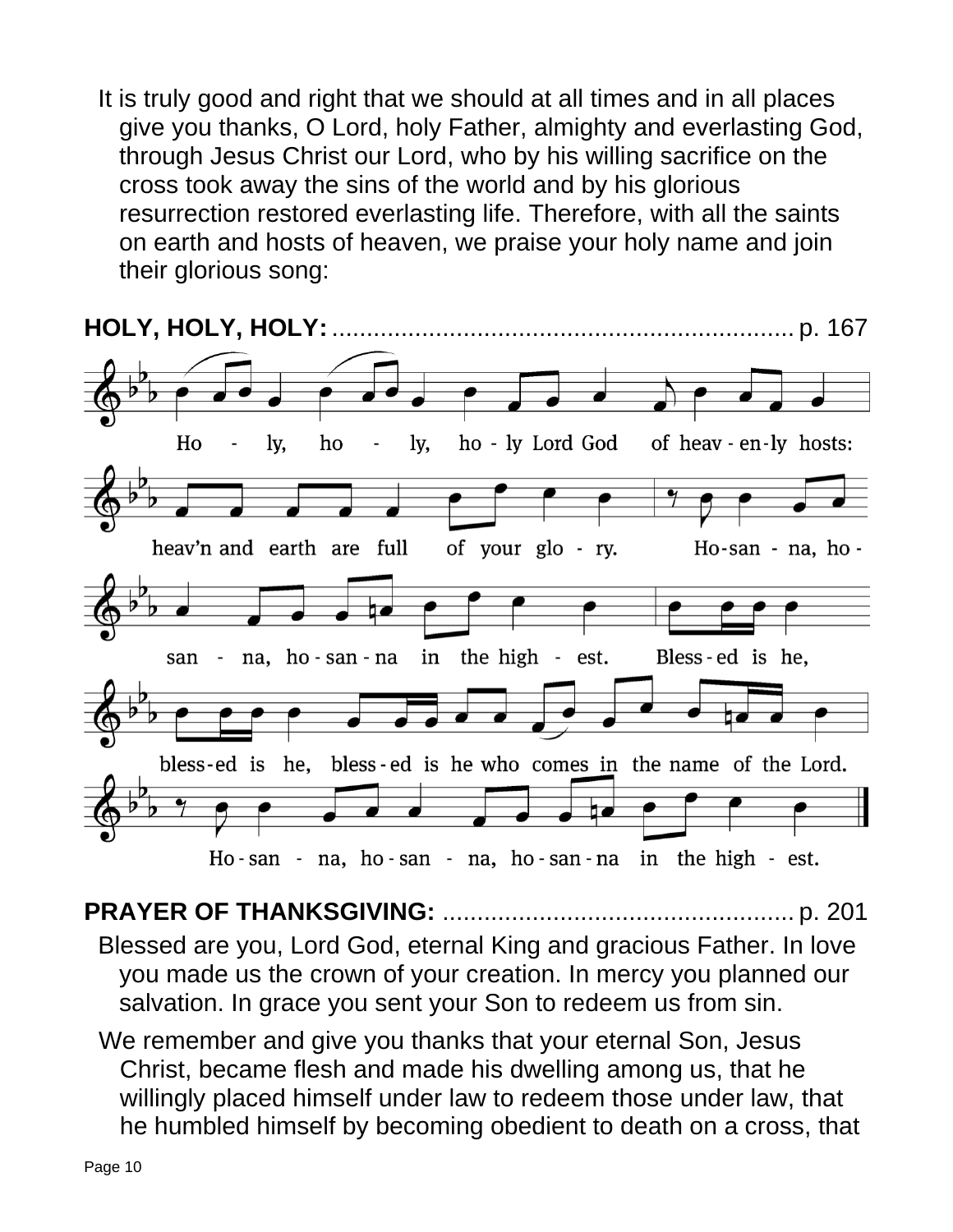It is truly good and right that we should at all times and in all places give you thanks, O Lord, holy Father, almighty and everlasting God, through Jesus Christ our Lord, who by his willing sacrifice on the cross took away the sins of the world and by his glorious resurrection restored everlasting life. Therefore, with all the saints on earth and hosts of heaven, we praise your holy name and join their glorious song:

**HOLY, HOLY, HOLY:** ................................................................ p. 167

Ho - ly, ho - ly, ho - ly Lord God of heav - en - ly hosts: heav'n and earth are full of your glo - ry. Ho - san - na, ho - san - na, ho - san - na in the high - est. Bless - ed is he, bless - ed is he, bless - ed is he who comes in the name of the Lord. Ho - san - na, ho - san - na, ho - san - na in the high - est.

**PRAYER OF THANKSGIVING:** .................................................. p. 201

Blessed are you, Lord God, eternal King and gracious Father. In love you made us the crown of your creation. In mercy you planned our salvation. In grace you sent your Son to redeem us from sin.

We remember and give you thanks that your eternal Son, Jesus Christ, became flesh and made his dwelling among us, that he willingly placed himself under law to redeem those under law, that he humbled himself by becoming obedient to death on a cross, that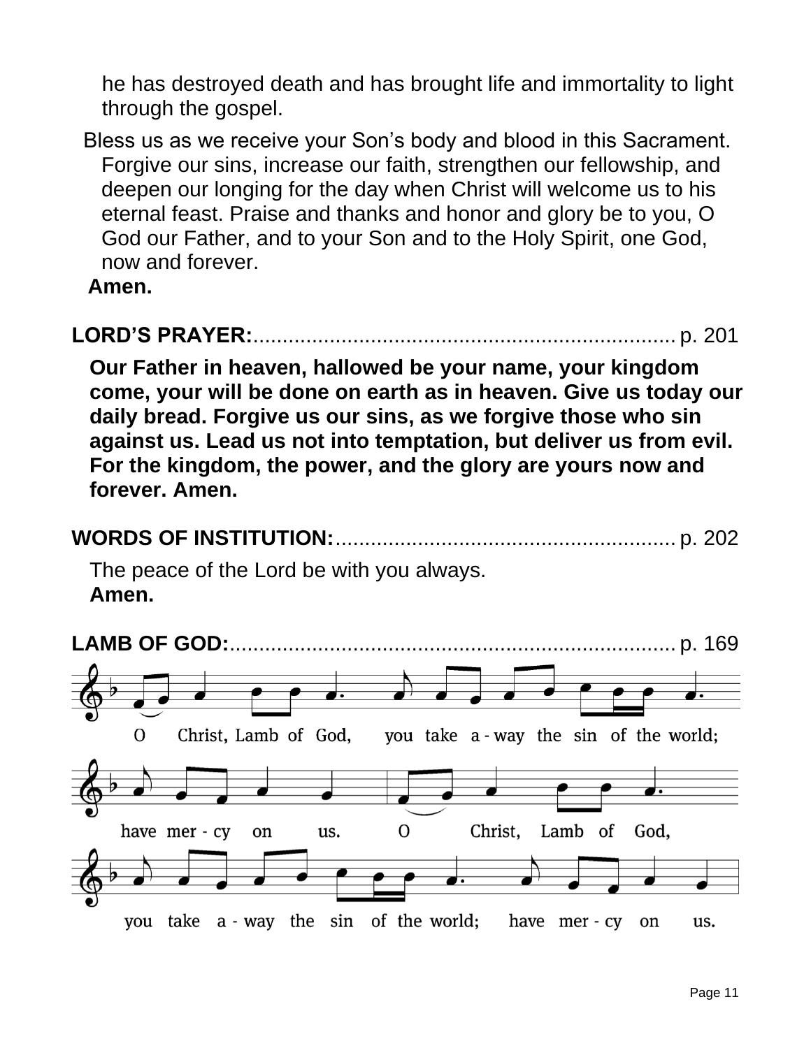he has destroyed death and has brought life and immortality to light through the gospel.

Bless us as we receive your Son's body and blood in this Sacrament. Forgive our sins, increase our faith, strengthen our fellowship, and deepen our longing for the day when Christ will welcome us to his eternal feast. Praise and thanks and honor and glory be to you, O God our Father, and to your Son and to the Holy Spirit, one God, now and forever.

**Amen.**

**LORD'S PRAYER:**.......................................................................... p. 201

**Our Father in heaven, hallowed be your name, your kingdom come, your will be done on earth as in heaven. Give us today our daily bread. Forgive us our sins, as we forgive those who sin against us. Lead us not into temptation, but deliver us from evil. For the kingdom, the power, and the glory are yours now and forever. Amen.**

**WORDS OF INSTITUTION:**.......................................................... p. 202

The peace of the Lord be with you always.
**Amen.**

**LAMB OF GOD:**........................................................................... p. 169

O Christ, Lamb of God, you take away the sin of the world; have mercy on us. O Christ, Lamb of God, you take away the sin of the world; have mercy on us.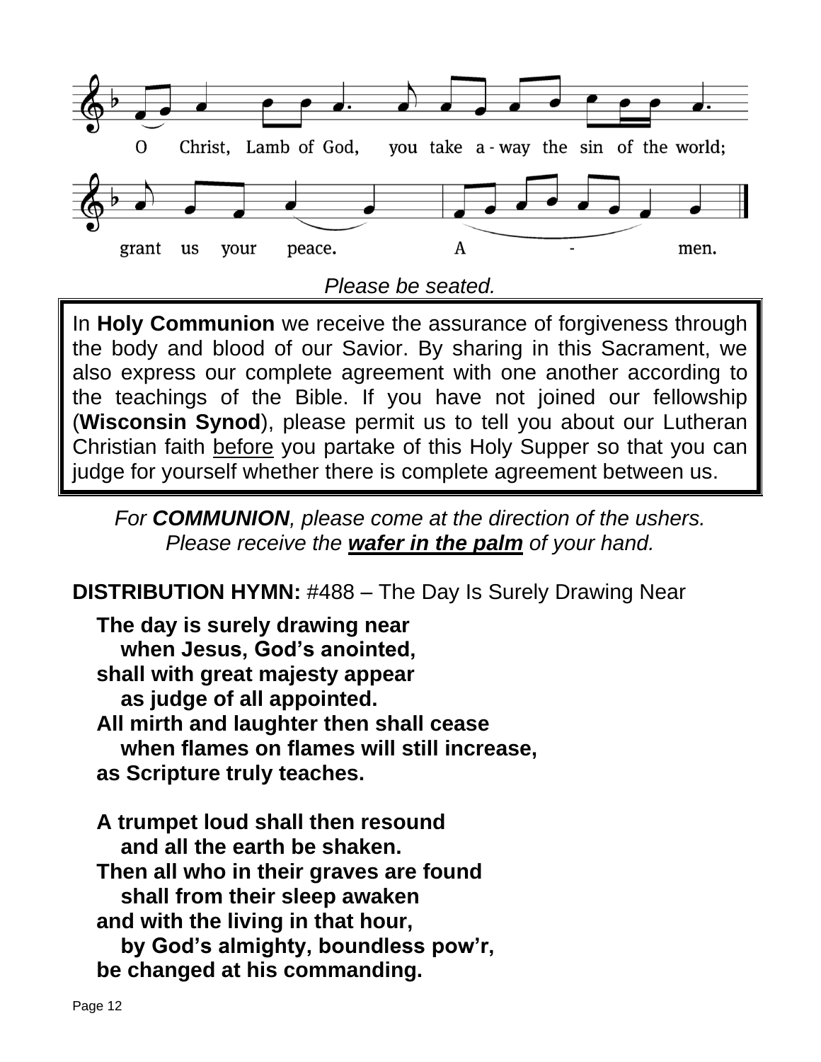O Christ, Lamb of God, you take away the sin of the world; grant us your peace. Amen.

*Please be seated.*

> In **Holy Communion** we receive the assurance of forgiveness through the body and blood of our Savior. By sharing in this Sacrament, we also express our complete agreement with one another according to the teachings of the Bible. If you have not joined our fellowship (**Wisconsin Synod**), please permit us to tell you about our Lutheran Christian faith <u>before</u> you partake of this Holy Supper so that you can judge for yourself whether there is complete agreement between us.

*For **COMMUNION**, please come at the direction of the ushers.*
*Please receive the **<u>wafer in the palm</u>** of your hand.*

**DISTRIBUTION HYMN:** #488 – The Day Is Surely Drawing Near

**The day is surely drawing near**
**when Jesus, God's anointed,**
**shall with great majesty appear**
**as judge of all appointed.**
**All mirth and laughter then shall cease**
**when flames on flames will still increase,**
**as Scripture truly teaches.**

**A trumpet loud shall then resound**
**and all the earth be shaken.**
**Then all who in their graves are found**
**shall from their sleep awaken**
**and with the living in that hour,**
**by God's almighty, boundless pow'r,**
**be changed at his commanding.**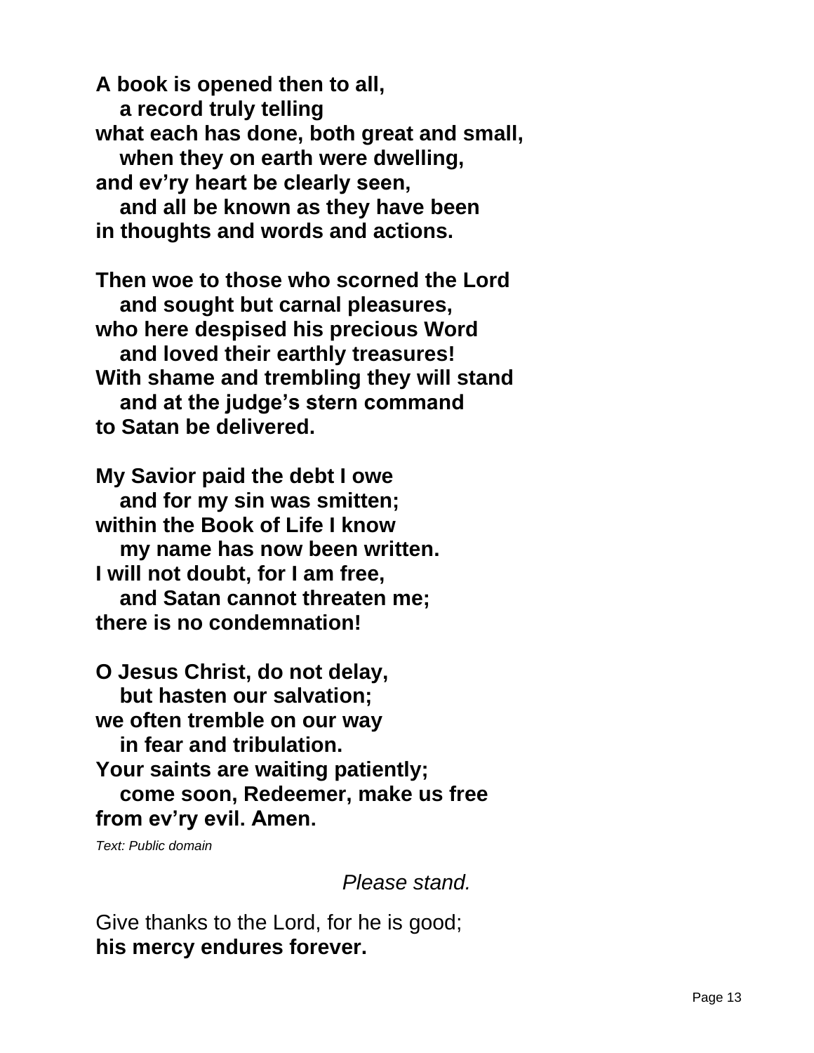**A book is opened then to all,**
**a record truly telling**
**what each has done, both great and small,**
**when they on earth were dwelling,**
**and ev'ry heart be clearly seen,**
**and all be known as they have been**
**in thoughts and words and actions.**

**Then woe to those who scorned the Lord**
**and sought but carnal pleasures,**
**who here despised his precious Word**
**and loved their earthly treasures!**
**With shame and trembling they will stand**
**and at the judge's stern command**
**to Satan be delivered.**

**My Savior paid the debt I owe**
**and for my sin was smitten;**
**within the Book of Life I know**
**my name has now been written.**
**I will not doubt, for I am free,**
**and Satan cannot threaten me;**
**there is no condemnation!**

**O Jesus Christ, do not delay,**
**but hasten our salvation;**
**we often tremble on our way**
**in fear and tribulation.**
**Your saints are waiting patiently;**
**come soon, Redeemer, make us free**
**from ev'ry evil. Amen.**

*Text: Public domain*

*Please stand.*

Give thanks to the Lord, for he is good;
**his mercy endures forever.**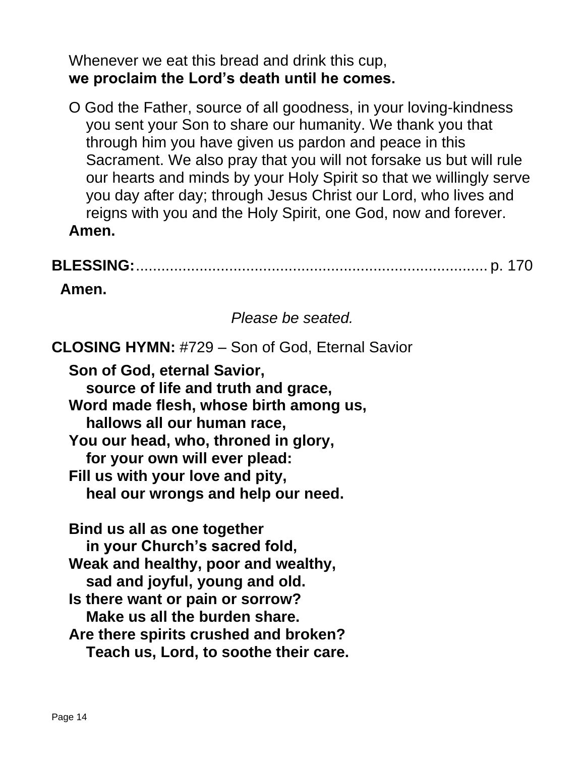Whenever we eat this bread and drink this cup,
**we proclaim the Lord's death until he comes.**

O God the Father, source of all goodness, in your loving-kindness you sent your Son to share our humanity. We thank you that through him you have given us pardon and peace in this Sacrament. We also pray that you will not forsake us but will rule our hearts and minds by your Holy Spirit so that we willingly serve you day after day; through Jesus Christ our Lord, who lives and reigns with you and the Holy Spirit, one God, now and forever.
**Amen.**

**BLESSING:**........................................................................ p. 170

**Amen.**

*Please be seated.*

**CLOSING HYMN:** #729 – Son of God, Eternal Savior

**Son of God, eternal Savior,**
**source of life and truth and grace,**
**Word made flesh, whose birth among us,**
**hallows all our human race,**
**You our head, who, throned in glory,**
**for your own will ever plead:**
**Fill us with your love and pity,**
**heal our wrongs and help our need.**

**Bind us all as one together**
**in your Church's sacred fold,**
**Weak and healthy, poor and wealthy,**
**sad and joyful, young and old.**
**Is there want or pain or sorrow?**
**Make us all the burden share.**
**Are there spirits crushed and broken?**
**Teach us, Lord, to soothe their care.**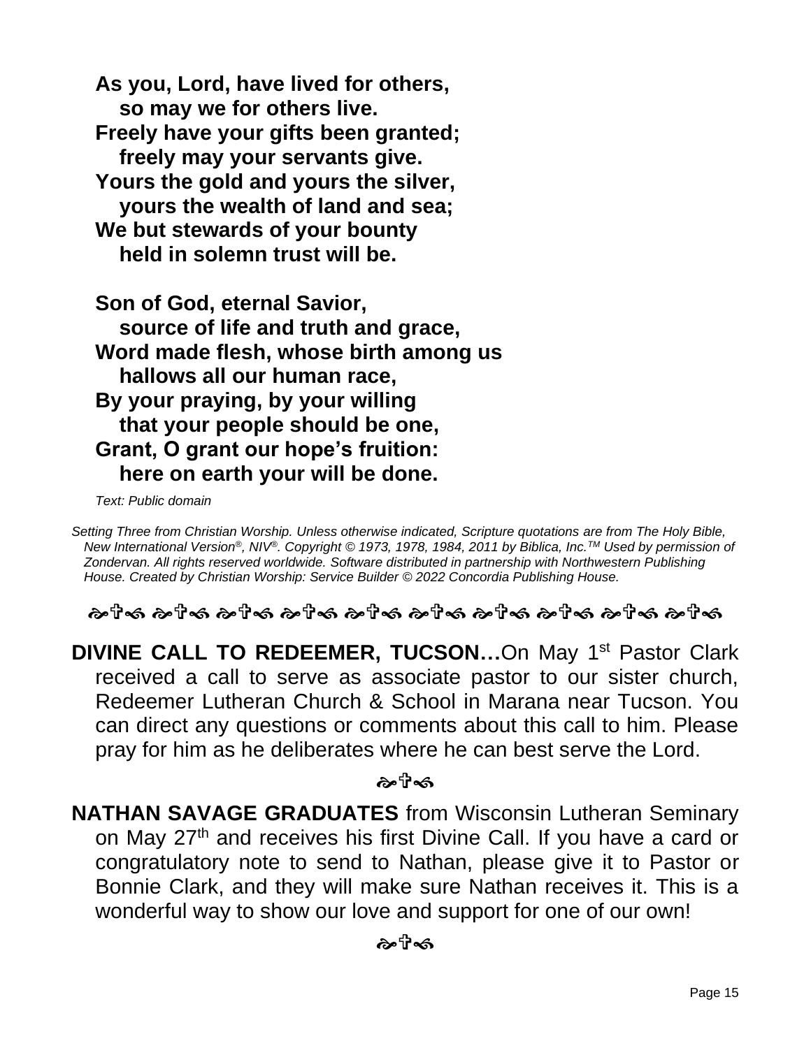**As you, Lord, have lived for others,**
**so may we for others live.**
**Freely have your gifts been granted;**
**freely may your servants give.**
**Yours the gold and yours the silver,**
**yours the wealth of land and sea;**
**We but stewards of your bounty**
**held in solemn trust will be.**

**Son of God, eternal Savior,**
**source of life and truth and grace,**
**Word made flesh, whose birth among us**
**hallows all our human race,**
**By your praying, by your willing**
**that your people should be one,**
**Grant, O grant our hope's fruition:**
**here on earth your will be done.**

*Text: Public domain*

*Setting Three from Christian Worship. Unless otherwise indicated, Scripture quotations are from The Holy Bible, New International Version®, NIV®. Copyright © 1973, 1978, 1984, 2011 by Biblica, Inc.™ Used by permission of Zondervan. All rights reserved worldwide. Software distributed in partnership with Northwestern Publishing House. Created by Christian Worship: Service Builder © 2022 Concordia Publishing House.*

---

**DIVINE CALL TO REDEEMER, TUCSON…**On May 1st Pastor Clark received a call to serve as associate pastor to our sister church, Redeemer Lutheran Church & School in Marana near Tucson. You can direct any questions or comments about this call to him. Please pray for him as he deliberates where he can best serve the Lord.

---

**NATHAN SAVAGE GRADUATES** from Wisconsin Lutheran Seminary on May 27th and receives his first Divine Call. If you have a card or congratulatory note to send to Nathan, please give it to Pastor or Bonnie Clark, and they will make sure Nathan receives it. This is a wonderful way to show our love and support for one of our own!

---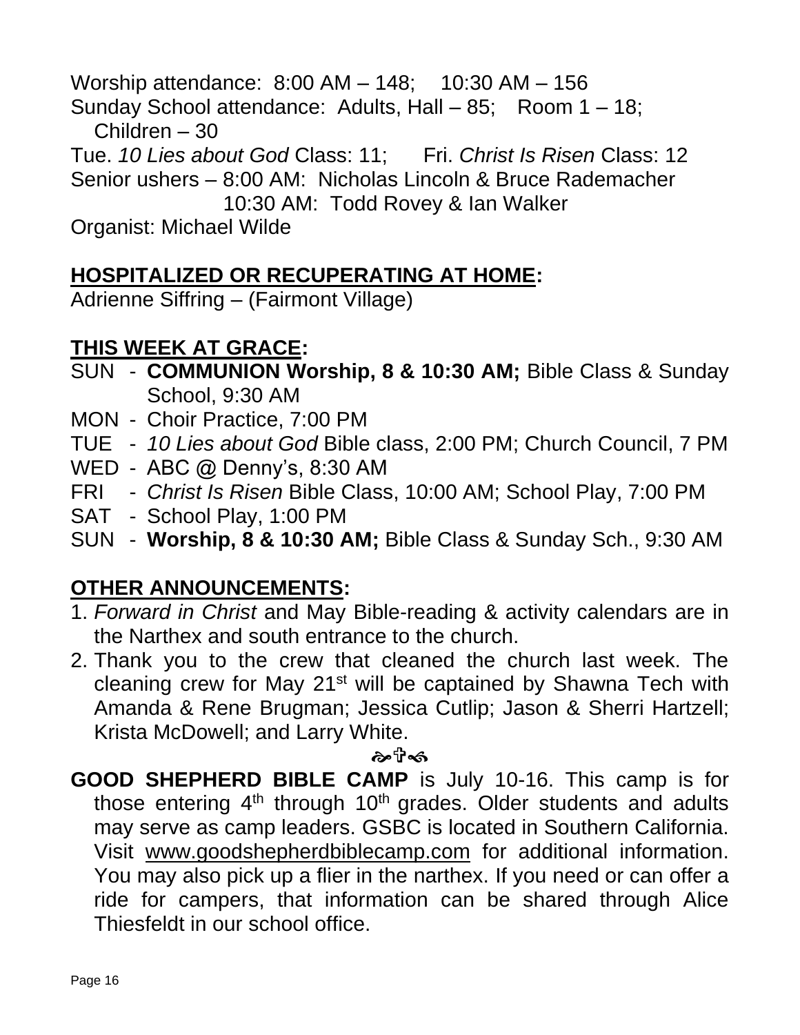Worship attendance: 8:00 AM – 148; 10:30 AM – 156
Sunday School attendance: Adults, Hall – 85; Room 1 – 18; Children – 30
Tue. *10 Lies about God* Class: 11; Fri. *Christ Is Risen* Class: 12
Senior ushers – 8:00 AM: Nicholas Lincoln & Bruce Rademacher
10:30 AM: Todd Rovey & Ian Walker
Organist: Michael Wilde

## HOSPITALIZED OR RECUPERATING AT HOME:

Adrienne Siffring – (Fairmont Village)

## THIS WEEK AT GRACE:

- SUN - **COMMUNION Worship, 8 & 10:30 AM;** Bible Class & Sunday School, 9:30 AM
- MON - Choir Practice, 7:00 PM
- TUE - *10 Lies about God* Bible class, 2:00 PM; Church Council, 7 PM
- WED - ABC @ Denny's, 8:30 AM
- FRI - *Christ Is Risen* Bible Class, 10:00 AM; School Play, 7:00 PM
- SAT - School Play, 1:00 PM
- SUN - **Worship, 8 & 10:30 AM;** Bible Class & Sunday Sch., 9:30 AM

## OTHER ANNOUNCEMENTS:

1. *Forward in Christ* and May Bible-reading & activity calendars are in the Narthex and south entrance to the church.
2. Thank you to the crew that cleaned the church last week. The cleaning crew for May 21st will be captained by Shawna Tech with Amanda & Rene Brugman; Jessica Cutlip; Jason & Sherri Hartzell; Krista McDowell; and Larry White.

☙✞❧

**GOOD SHEPHERD BIBLE CAMP** is July 10-16. This camp is for those entering 4th through 10th grades. Older students and adults may serve as camp leaders. GSBC is located in Southern California. Visit www.goodshepherdbiblecamp.com for additional information. You may also pick up a flier in the narthex. If you need or can offer a ride for campers, that information can be shared through Alice Thiesfeldt in our school office.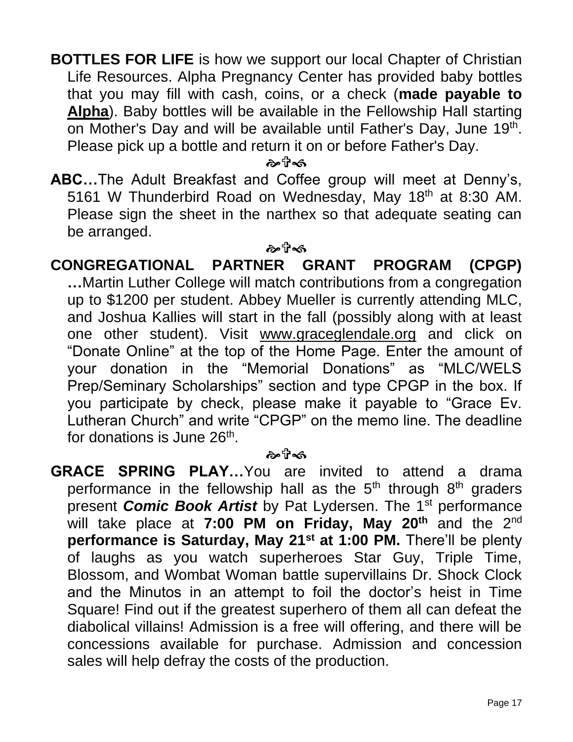**BOTTLES FOR LIFE** is how we support our local Chapter of Christian Life Resources. Alpha Pregnancy Center has provided baby bottles that you may fill with cash, coins, or a check (**made payable to Alpha**). Baby bottles will be available in the Fellowship Hall starting on Mother's Day and will be available until Father's Day, June 19th. Please pick up a bottle and return it on or before Father's Day.

☙✞❧

**ABC…**The Adult Breakfast and Coffee group will meet at Denny's, 5161 W Thunderbird Road on Wednesday, May 18th at 8:30 AM. Please sign the sheet in the narthex so that adequate seating can be arranged.

☙✞❧

**CONGREGATIONAL PARTNER GRANT PROGRAM (CPGP)…**Martin Luther College will match contributions from a congregation up to $1200 per student. Abbey Mueller is currently attending MLC, and Joshua Kallies will start in the fall (possibly along with at least one other student). Visit www.graceglendale.org and click on "Donate Online" at the top of the Home Page. Enter the amount of your donation in the "Memorial Donations" as "MLC/WELS Prep/Seminary Scholarships" section and type CPGP in the box. If you participate by check, please make it payable to "Grace Ev. Lutheran Church" and write "CPGP" on the memo line. The deadline for donations is June 26th.

☙✞❧

**GRACE SPRING PLAY…**You are invited to attend a drama performance in the fellowship hall as the 5th through 8th graders present ***Comic Book Artist*** by Pat Lydersen. The 1st performance will take place at **7:00 PM on Friday, May 20th** and the 2nd **performance is Saturday, May 21st at 1:00 PM.** There'll be plenty of laughs as you watch superheroes Star Guy, Triple Time, Blossom, and Wombat Woman battle supervillains Dr. Shock Clock and the Minutos in an attempt to foil the doctor's heist in Time Square! Find out if the greatest superhero of them all can defeat the diabolical villains! Admission is a free will offering, and there will be concessions available for purchase. Admission and concession sales will help defray the costs of the production.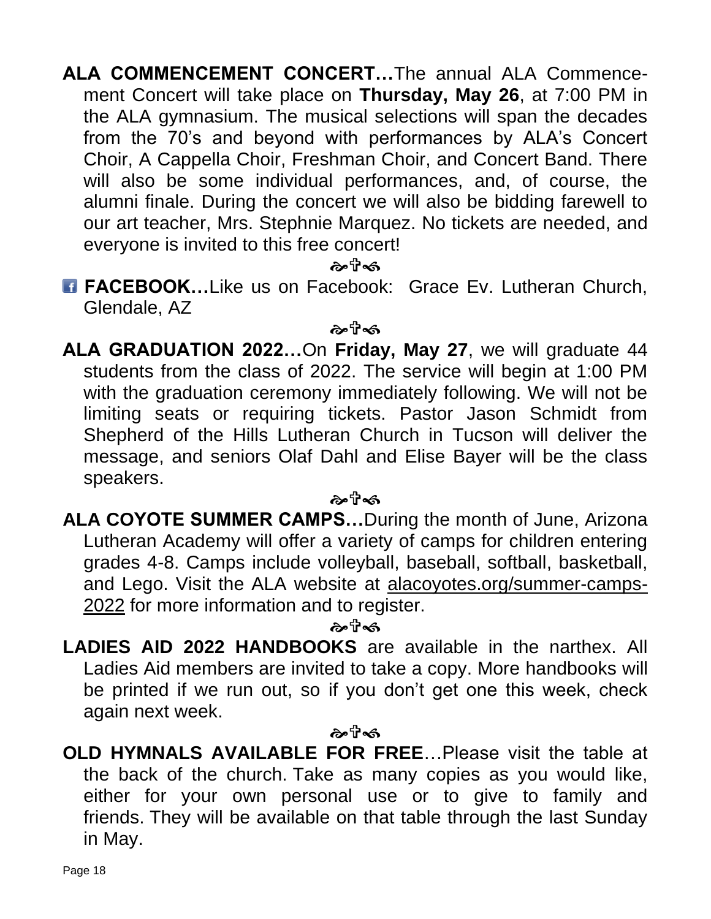**ALA COMMENCEMENT CONCERT…**The annual ALA Commencement Concert will take place on **Thursday, May 26**, at 7:00 PM in the ALA gymnasium. The musical selections will span the decades from the 70's and beyond with performances by ALA's Concert Choir, A Cappella Choir, Freshman Choir, and Concert Band. There will also be some individual performances, and, of course, the alumni finale. During the concert we will also be bidding farewell to our art teacher, Mrs. Stephnie Marquez. No tickets are needed, and everyone is invited to this free concert!

☙✞❧

**FACEBOOK…**Like us on Facebook: Grace Ev. Lutheran Church, Glendale, AZ

☙✞❧

**ALA GRADUATION 2022…**On **Friday, May 27**, we will graduate 44 students from the class of 2022. The service will begin at 1:00 PM with the graduation ceremony immediately following. We will not be limiting seats or requiring tickets. Pastor Jason Schmidt from Shepherd of the Hills Lutheran Church in Tucson will deliver the message, and seniors Olaf Dahl and Elise Bayer will be the class speakers.

☙✞❧

**ALA COYOTE SUMMER CAMPS…**During the month of June, Arizona Lutheran Academy will offer a variety of camps for children entering grades 4-8. Camps include volleyball, baseball, softball, basketball, and Lego. Visit the ALA website at alacoyotes.org/summer-camps-2022 for more information and to register.

☙✞❧

**LADIES AID 2022 HANDBOOKS** are available in the narthex. All Ladies Aid members are invited to take a copy. More handbooks will be printed if we run out, so if you don't get one this week, check again next week.

☙✞❧

**OLD HYMNALS AVAILABLE FOR FREE**…Please visit the table at the back of the church. Take as many copies as you would like, either for your own personal use or to give to family and friends. They will be available on that table through the last Sunday in May.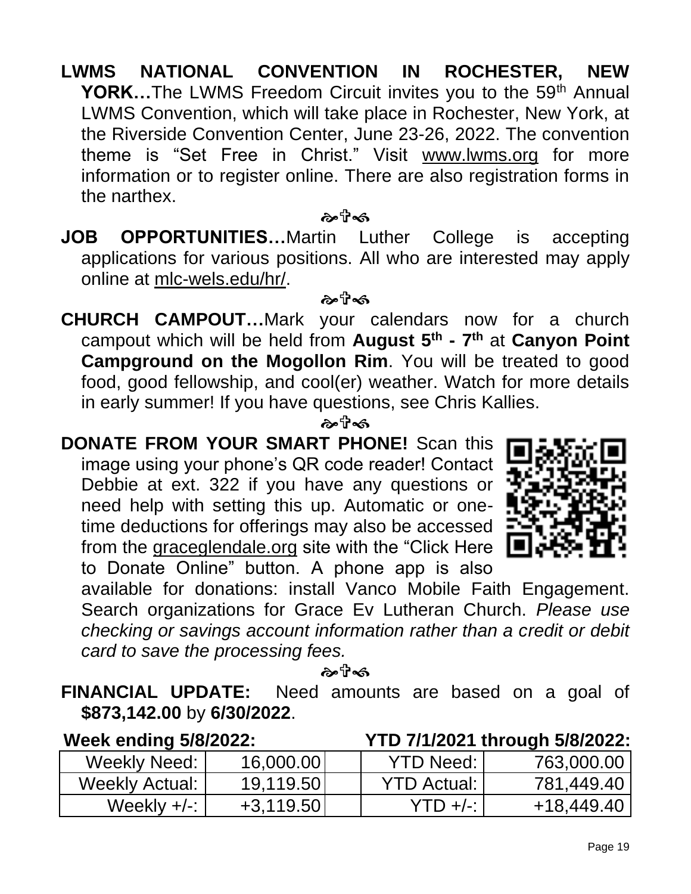**LWMS NATIONAL CONVENTION IN ROCHESTER, NEW YORK…**The LWMS Freedom Circuit invites you to the 59th Annual LWMS Convention, which will take place in Rochester, New York, at the Riverside Convention Center, June 23-26, 2022. The convention theme is "Set Free in Christ." Visit www.lwms.org for more information or to register online. There are also registration forms in the narthex.

**JOB OPPORTUNITIES…**Martin Luther College is accepting applications for various positions. All who are interested may apply online at mlc-wels.edu/hr/.

**CHURCH CAMPOUT…**Mark your calendars now for a church campout which will be held from **August 5th - 7th** at **Canyon Point Campground on the Mogollon Rim**. You will be treated to good food, good fellowship, and cool(er) weather. Watch for more details in early summer! If you have questions, see Chris Kallies.

**DONATE FROM YOUR SMART PHONE!** Scan this image using your phone's QR code reader! Contact Debbie at ext. 322 if you have any questions or need help with setting this up. Automatic or one-time deductions for offerings may also be accessed from the graceglendale.org site with the "Click Here to Donate Online" button. A phone app is also available for donations: install Vanco Mobile Faith Engagement. Search organizations for Grace Ev Lutheran Church. *Please use checking or savings account information rather than a credit or debit card to save the processing fees.*

**FINANCIAL UPDATE:** Need amounts are based on a goal of **$873,142.00** by **6/30/2022**.

**Week ending 5/8/2022:**

| Weekly Need: | 16,000.00 |
|---|---|
| Weekly Actual: | 19,119.50 |
| Weekly +/-: | +3,119.50 |

**YTD 7/1/2021 through 5/8/2022:**

| YTD Need: | 763,000.00 |
|---|---|
| YTD Actual: | 781,449.40 |
| YTD +/-: | +18,449.40 |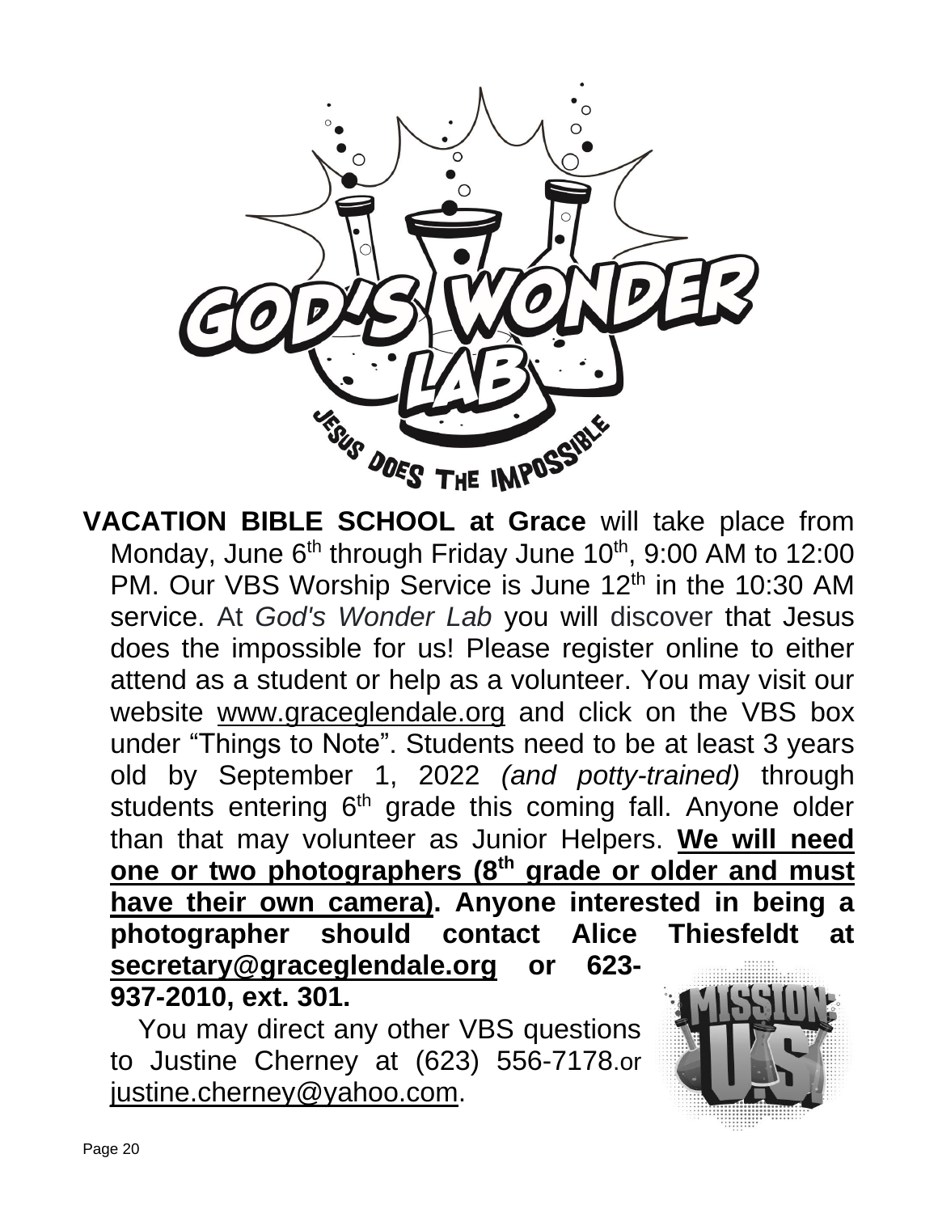**VACATION BIBLE SCHOOL at Grace** will take place from Monday, June 6th through Friday June 10th, 9:00 AM to 12:00 PM. Our VBS Worship Service is June 12th in the 10:30 AM service. At *God's Wonder Lab* you will discover that Jesus does the impossible for us! Please register online to either attend as a student or help as a volunteer. You may visit our website www.graceglendale.org and click on the VBS box under "Things to Note". Students need to be at least 3 years old by September 1, 2022 *(and potty-trained)* through students entering 6th grade this coming fall. Anyone older than that may volunteer as Junior Helpers. **We will need one or two photographers (8th grade or older and must have their own camera). Anyone interested in being a photographer should contact Alice Thiesfeldt at secretary@graceglendale.org or 623-937-2010, ext. 301.**

You may direct any other VBS questions to Justine Cherney at (623) 556-7178.or justine.cherney@yahoo.com.